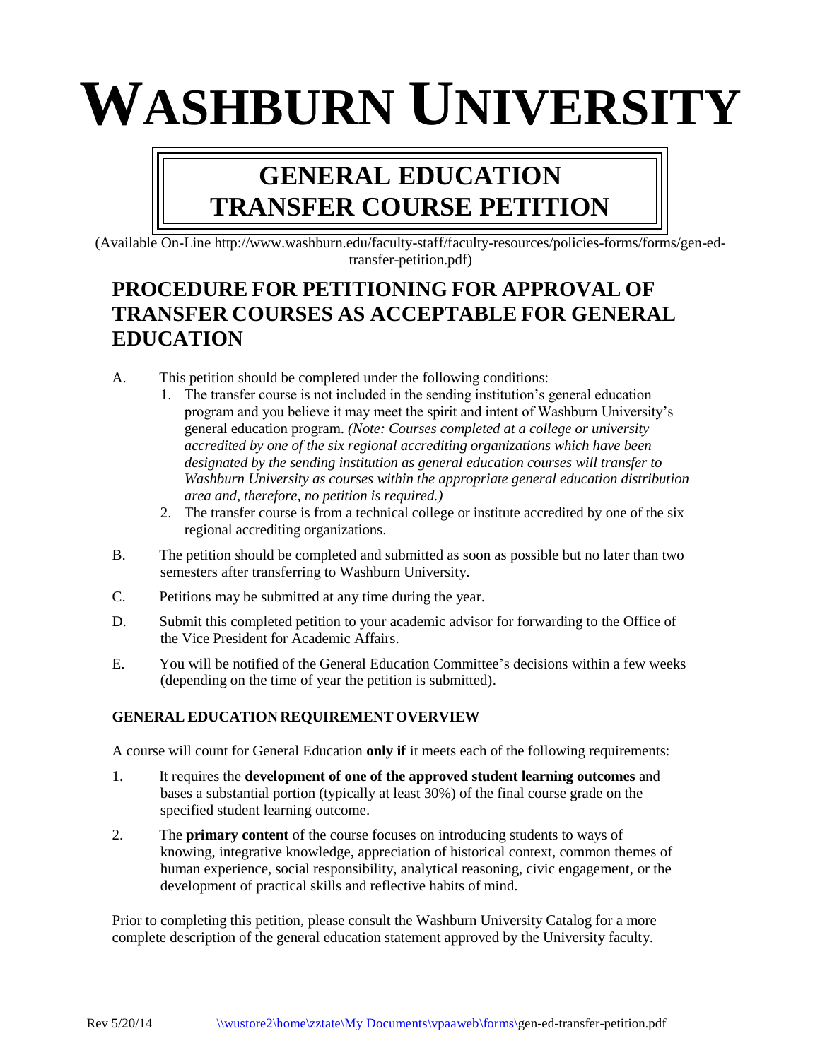# WASHBURN UNIVERSITY

## GENERAL EDUCATION TRANSFER COURSE PETITION

(Available On-Line http://www.washburn.edu/faculty-staff/faculty-resources/policies-forms/forms/gen-ed-transfer-petition.pdf)

## PROCEDURE FOR PETITIONING FOR APPROVAL OF TRANSFER COURSES AS ACCEPTABLE FOR GENERAL EDUCATION

A. This petition should be completed under the following conditions:
   1. The transfer course is not included in the sending institution's general education program and you believe it may meet the spirit and intent of Washburn University's general education program. *(Note: Courses completed at a college or university accredited by one of the six regional accrediting organizations which have been designated by the sending institution as general education courses will transfer to Washburn University as courses within the appropriate general education distribution area and, therefore, no petition is required.)*
   2. The transfer course is from a technical college or institute accredited by one of the six regional accrediting organizations.

B. The petition should be completed and submitted as soon as possible but no later than two semesters after transferring to Washburn University.

C. Petitions may be submitted at any time during the year.

D. Submit this completed petition to your academic advisor for forwarding to the Office of the Vice President for Academic Affairs.

E. You will be notified of the General Education Committee's decisions within a few weeks (depending on the time of year the petition is submitted).

### GENERAL EDUCATION REQUIREMENT OVERVIEW

A course will count for General Education **only if** it meets each of the following requirements:

1. It requires the **development of one of the approved student learning outcomes** and bases a substantial portion (typically at least 30%) of the final course grade on the specified student learning outcome.

2. The **primary content** of the course focuses on introducing students to ways of knowing, integrative knowledge, appreciation of historical context, common themes of human experience, social responsibility, analytical reasoning, civic engagement, or the development of practical skills and reflective habits of mind.

Prior to completing this petition, please consult the Washburn University Catalog for a more complete description of the general education statement approved by the University faculty.

Rev 5/20/14 \\wustore2\home\zztate\My Documents\vpaaweb\forms\gen-ed-transfer-petition.pdf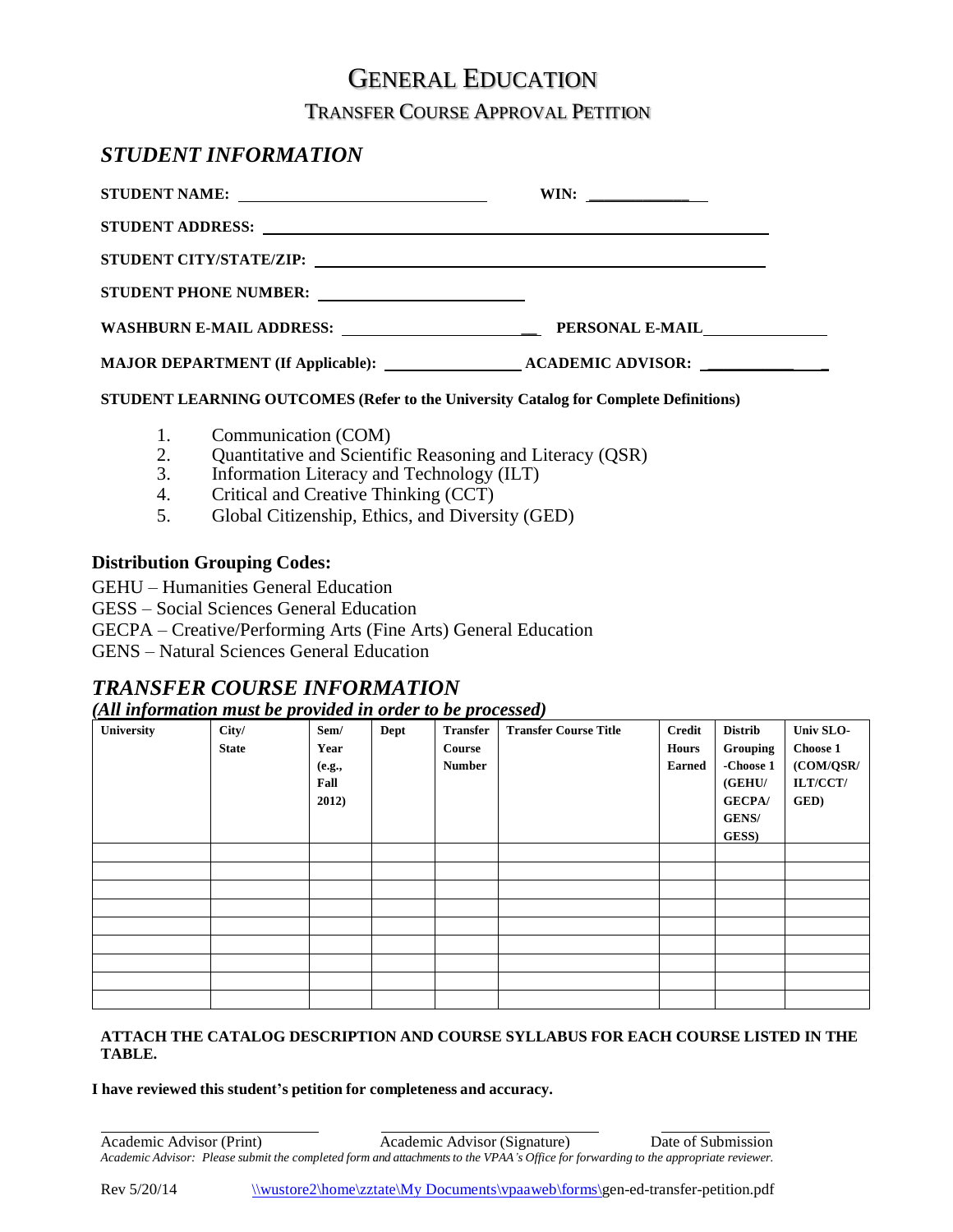# General Education

## Transfer Course Approval Petition

## *STUDENT INFORMATION*

**STUDENT NAME:** ______________________________ **WIN:** ____________

**STUDENT ADDRESS:** ____________________________________________________________

**STUDENT CITY/STATE/ZIP:** ____________________________________________________________

**STUDENT PHONE NUMBER:** ________________________

**WASHBURN E-MAIL ADDRESS:** ________________________ **PERSONAL E-MAIL** ______________

**MAJOR DEPARTMENT (If Applicable):** ________________ **ACADEMIC ADVISOR:** ______________

**STUDENT LEARNING OUTCOMES (Refer to the University Catalog for Complete Definitions)**

1. Communication (COM)
2. Quantitative and Scientific Reasoning and Literacy (QSR)
3. Information Literacy and Technology (ILT)
4. Critical and Creative Thinking (CCT)
5. Global Citizenship, Ethics, and Diversity (GED)

### Distribution Grouping Codes:

GEHU – Humanities General Education
GESS – Social Sciences General Education
GECPA – Creative/Performing Arts (Fine Arts) General Education
GENS – Natural Sciences General Education

## *TRANSFER COURSE INFORMATION*

***(All information must be provided in order to be processed)***

| University | City/ State | Sem/ Year (e.g., Fall 2012) | Dept | Transfer Course Number | Transfer Course Title | Credit Hours Earned | Distrib Grouping -Choose 1 (GEHU/ GECPA/ GENS/ GESS) | Univ SLO- Choose 1 (COM/QSR/ ILT/CCT/ GED) |
|---|---|---|---|---|---|---|---|---|
| | | | | | | | | |
| | | | | | | | | |
| | | | | | | | | |
| | | | | | | | | |
| | | | | | | | | |
| | | | | | | | | |
| | | | | | | | | |
| | | | | | | | | |
| | | | | | | | | |

**ATTACH THE CATALOG DESCRIPTION AND COURSE SYLLABUS FOR EACH COURSE LISTED IN THE TABLE.**

**I have reviewed this student's petition for completeness and accuracy.**

______________________ ______________________ ______________

Academic Advisor (Print) Academic Advisor (Signature) Date of Submission

*Academic Advisor: Please submit the completed form and attachments to the VPAA's Office for forwarding to the appropriate reviewer.*

Rev 5/20/14 \\wustore2\home\zztate\My Documents\vpaaweb\forms\gen-ed-transfer-petition.pdf